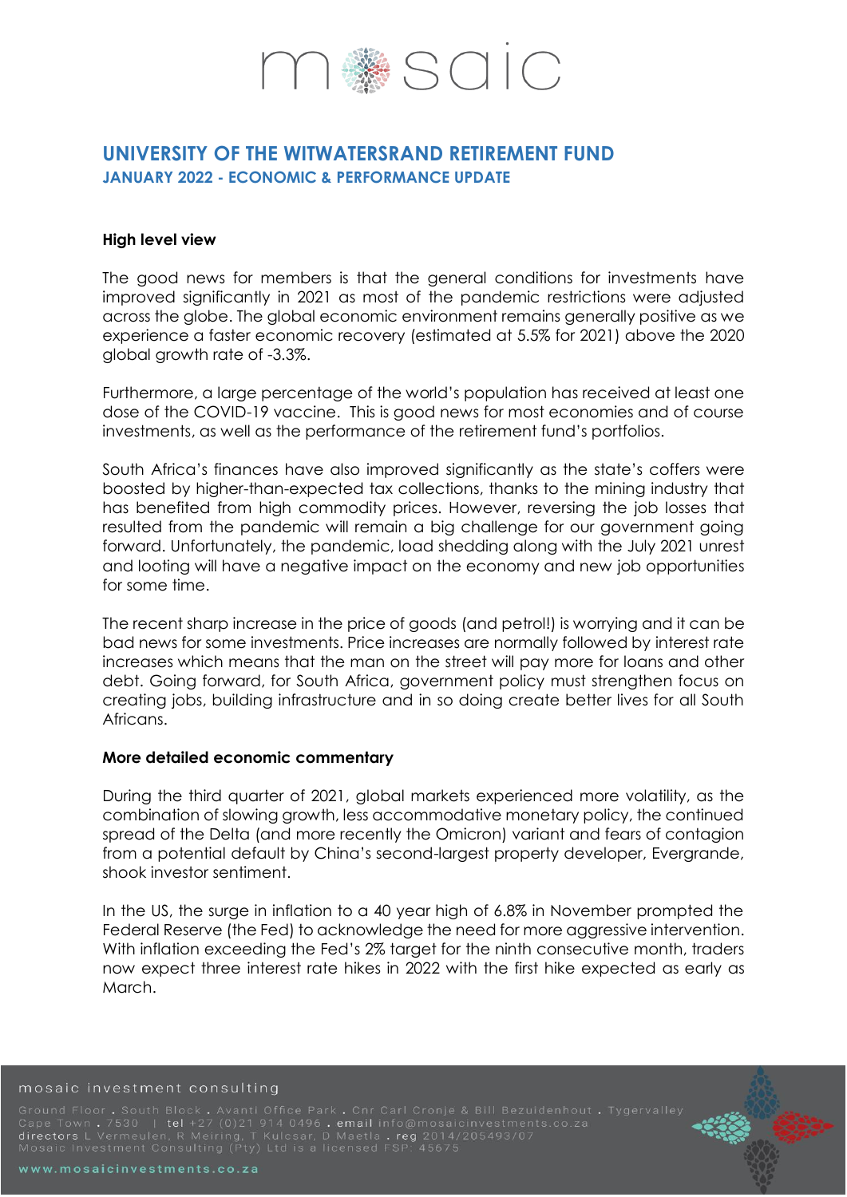# UNIVERSITY OF THE WITWATERSRAND RETIREMENT FUND

## JANUARY 2022 - ECONOMIC & PERFORMANCE UPDATE

### High level view

The good news for members is that the general conditions for investments have improved significantly in 2021 as most of the pandemic restrictions were adjusted across the globe. The global economic environment remains generally positive as we experience a faster economic recovery (estimated at 5.5% for 2021) above the 2020 global growth rate of -3.3%.

Furthermore, a large percentage of the world's population has received at least one dose of the COVID-19 vaccine. This is good news for most economies and of course investments, as well as the performance of the retirement fund's portfolios.

South Africa's finances have also improved significantly as the state's coffers were boosted by higher-than-expected tax collections, thanks to the mining industry that has benefited from high commodity prices. However, reversing the job losses that resulted from the pandemic will remain a big challenge for our government going forward. Unfortunately, the pandemic, load shedding along with the July 2021 unrest and looting will have a negative impact on the economy and new job opportunities for some time.

The recent sharp increase in the price of goods (and petrol!) is worrying and it can be bad news for some investments. Price increases are normally followed by interest rate increases which means that the man on the street will pay more for loans and other debt. Going forward, for South Africa, government policy must strengthen focus on creating jobs, building infrastructure and in so doing create better lives for all South Africans.

### More detailed economic commentary

During the third quarter of 2021, global markets experienced more volatility, as the combination of slowing growth, less accommodative monetary policy, the continued spread of the Delta (and more recently the Omicron) variant and fears of contagion from a potential default by China's second-largest property developer, Evergrande, shook investor sentiment.

In the US, the surge in inflation to a 40 year high of 6.8% in November prompted the Federal Reserve (the Fed) to acknowledge the need for more aggressive intervention. With inflation exceeding the Fed's 2% target for the ninth consecutive month, traders now expect three interest rate hikes in 2022 with the first hike expected as early as March.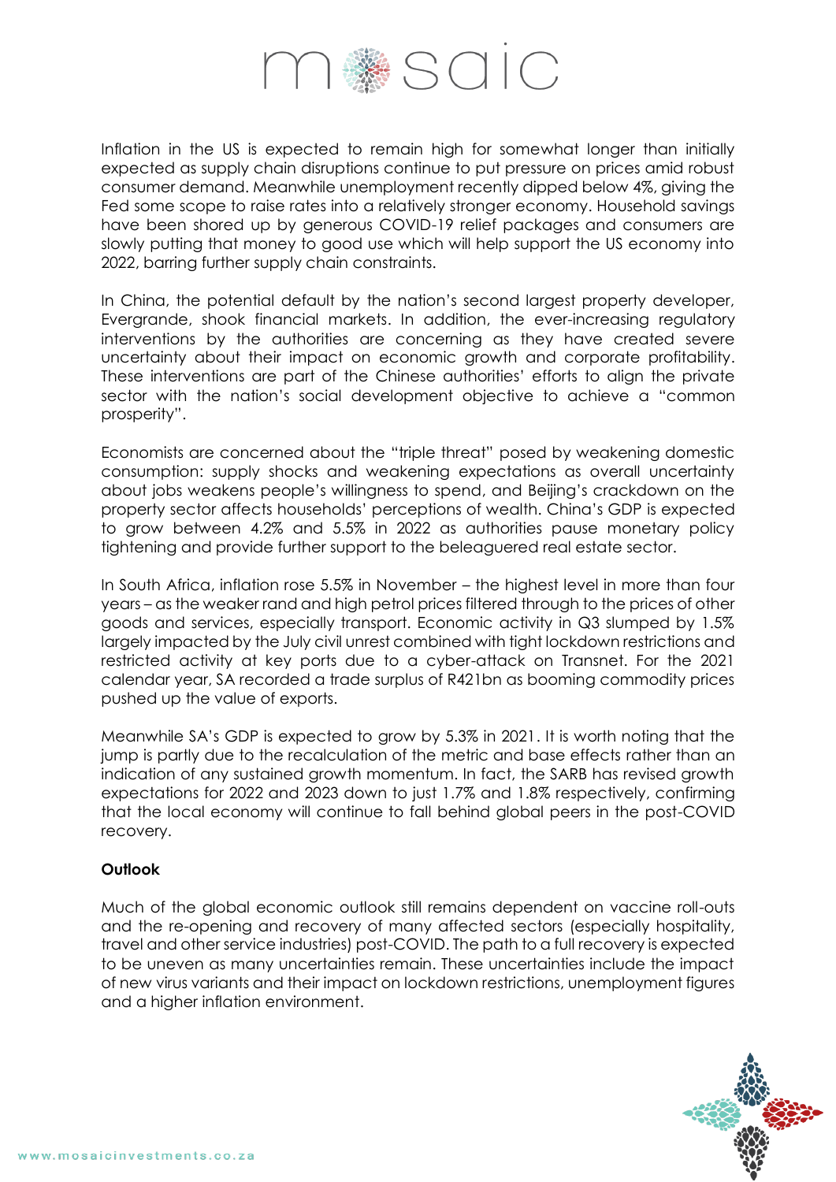Inflation in the US is expected to remain high for somewhat longer than initially expected as supply chain disruptions continue to put pressure on prices amid robust consumer demand. Meanwhile unemployment recently dipped below 4%, giving the Fed some scope to raise rates into a relatively stronger economy. Household savings have been shored up by generous COVID-19 relief packages and consumers are slowly putting that money to good use which will help support the US economy into 2022, barring further supply chain constraints.

In China, the potential default by the nation's second largest property developer, Evergrande, shook financial markets. In addition, the ever-increasing regulatory interventions by the authorities are concerning as they have created severe uncertainty about their impact on economic growth and corporate profitability. These interventions are part of the Chinese authorities' efforts to align the private sector with the nation's social development objective to achieve a "common prosperity".

Economists are concerned about the "triple threat" posed by weakening domestic consumption: supply shocks and weakening expectations as overall uncertainty about jobs weakens people's willingness to spend, and Beijing's crackdown on the property sector affects households' perceptions of wealth. China's GDP is expected to grow between 4.2% and 5.5% in 2022 as authorities pause monetary policy tightening and provide further support to the beleaguered real estate sector.

In South Africa, inflation rose 5.5% in November – the highest level in more than four years – as the weaker rand and high petrol prices filtered through to the prices of other goods and services, especially transport. Economic activity in Q3 slumped by 1.5% largely impacted by the July civil unrest combined with tight lockdown restrictions and restricted activity at key ports due to a cyber-attack on Transnet. For the 2021 calendar year, SA recorded a trade surplus of R421bn as booming commodity prices pushed up the value of exports.

Meanwhile SA's GDP is expected to grow by 5.3% in 2021. It is worth noting that the jump is partly due to the recalculation of the metric and base effects rather than an indication of any sustained growth momentum. In fact, the SARB has revised growth expectations for 2022 and 2023 down to just 1.7% and 1.8% respectively, confirming that the local economy will continue to fall behind global peers in the post-COVID recovery.

**Outlook**

Much of the global economic outlook still remains dependent on vaccine roll-outs and the re-opening and recovery of many affected sectors (especially hospitality, travel and other service industries) post-COVID. The path to a full recovery is expected to be uneven as many uncertainties remain. These uncertainties include the impact of new virus variants and their impact on lockdown restrictions, unemployment figures and a higher inflation environment.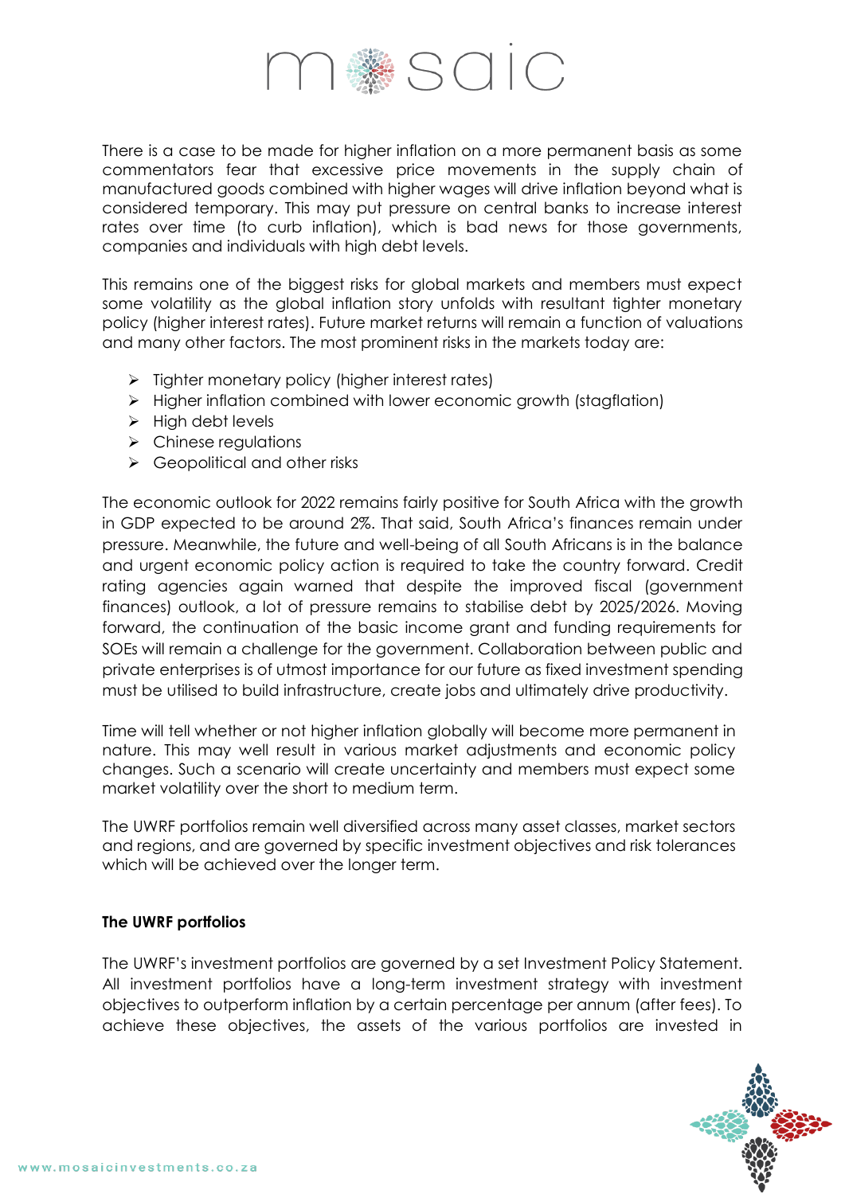There is a case to be made for higher inflation on a more permanent basis as some commentators fear that excessive price movements in the supply chain of manufactured goods combined with higher wages will drive inflation beyond what is considered temporary. This may put pressure on central banks to increase interest rates over time (to curb inflation), which is bad news for those governments, companies and individuals with high debt levels.

This remains one of the biggest risks for global markets and members must expect some volatility as the global inflation story unfolds with resultant tighter monetary policy (higher interest rates). Future market returns will remain a function of valuations and many other factors. The most prominent risks in the markets today are:

- Tighter monetary policy (higher interest rates)
- Higher inflation combined with lower economic growth (stagflation)
- High debt levels
- Chinese regulations
- Geopolitical and other risks

The economic outlook for 2022 remains fairly positive for South Africa with the growth in GDP expected to be around 2%. That said, South Africa's finances remain under pressure. Meanwhile, the future and well-being of all South Africans is in the balance and urgent economic policy action is required to take the country forward. Credit rating agencies again warned that despite the improved fiscal (government finances) outlook, a lot of pressure remains to stabilise debt by 2025/2026. Moving forward, the continuation of the basic income grant and funding requirements for SOEs will remain a challenge for the government. Collaboration between public and private enterprises is of utmost importance for our future as fixed investment spending must be utilised to build infrastructure, create jobs and ultimately drive productivity.

Time will tell whether or not higher inflation globally will become more permanent in nature. This may well result in various market adjustments and economic policy changes. Such a scenario will create uncertainty and members must expect some market volatility over the short to medium term.

The UWRF portfolios remain well diversified across many asset classes, market sectors and regions, and are governed by specific investment objectives and risk tolerances which will be achieved over the longer term.

**The UWRF portfolios**

The UWRF's investment portfolios are governed by a set Investment Policy Statement. All investment portfolios have a long-term investment strategy with investment objectives to outperform inflation by a certain percentage per annum (after fees). To achieve these objectives, the assets of the various portfolios are invested in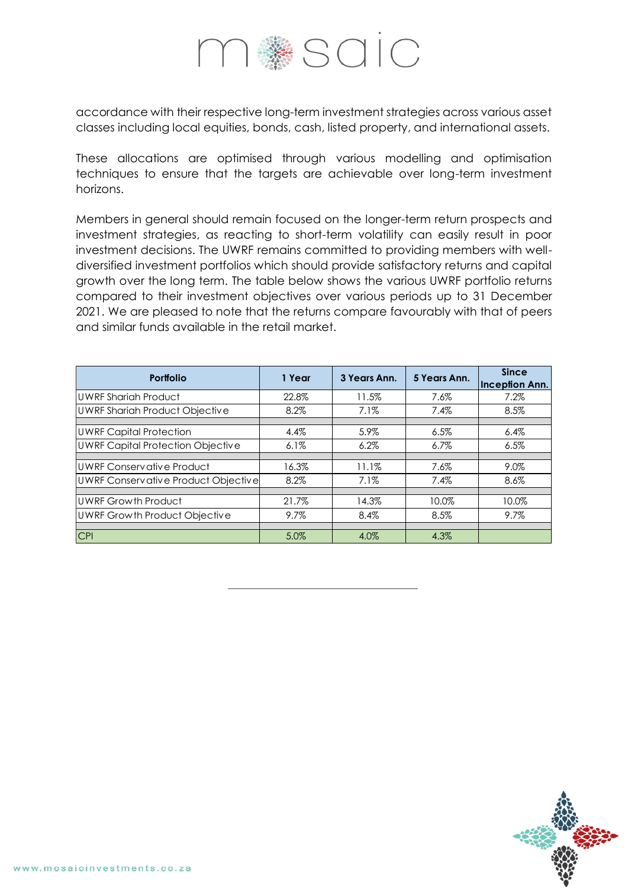accordance with their respective long-term investment strategies across various asset classes including local equities, bonds, cash, listed property, and international assets.

These allocations are optimised through various modelling and optimisation techniques to ensure that the targets are achievable over long-term investment horizons.

Members in general should remain focused on the longer-term return prospects and investment strategies, as reacting to short-term volatility can easily result in poor investment decisions. The UWRF remains committed to providing members with well-diversified investment portfolios which should provide satisfactory returns and capital growth over the long term. The table below shows the various UWRF portfolio returns compared to their investment objectives over various periods up to 31 December 2021. We are pleased to note that the returns compare favourably with that of peers and similar funds available in the retail market.

| Portfolio | 1 Year | 3 Years Ann. | 5 Years Ann. | Since Inception Ann. |
|---|---|---|---|---|
| UWRF Shariah Product | 22.8% | 11.5% | 7.6% | 7.2% |
| UWRF Shariah Product Objective | 8.2% | 7.1% | 7.4% | 8.5% |
| | | | | |
| UWRF Capital Protection | 4.4% | 5.9% | 6.5% | 6.4% |
| UWRF Capital Protection Objective | 6.1% | 6.2% | 6.7% | 6.5% |
| | | | | |
| UWRF Conservative Product | 16.3% | 11.1% | 7.6% | 9.0% |
| UWRF Conservative Product Objective | 8.2% | 7.1% | 7.4% | 8.6% |
| | | | | |
| UWRF Growth Product | 21.7% | 14.3% | 10.0% | 10.0% |
| UWRF Growth Product Objective | 9.7% | 8.4% | 8.5% | 9.7% |
| | | | | |
| CPI | 5.0% | 4.0% | 4.3% | |